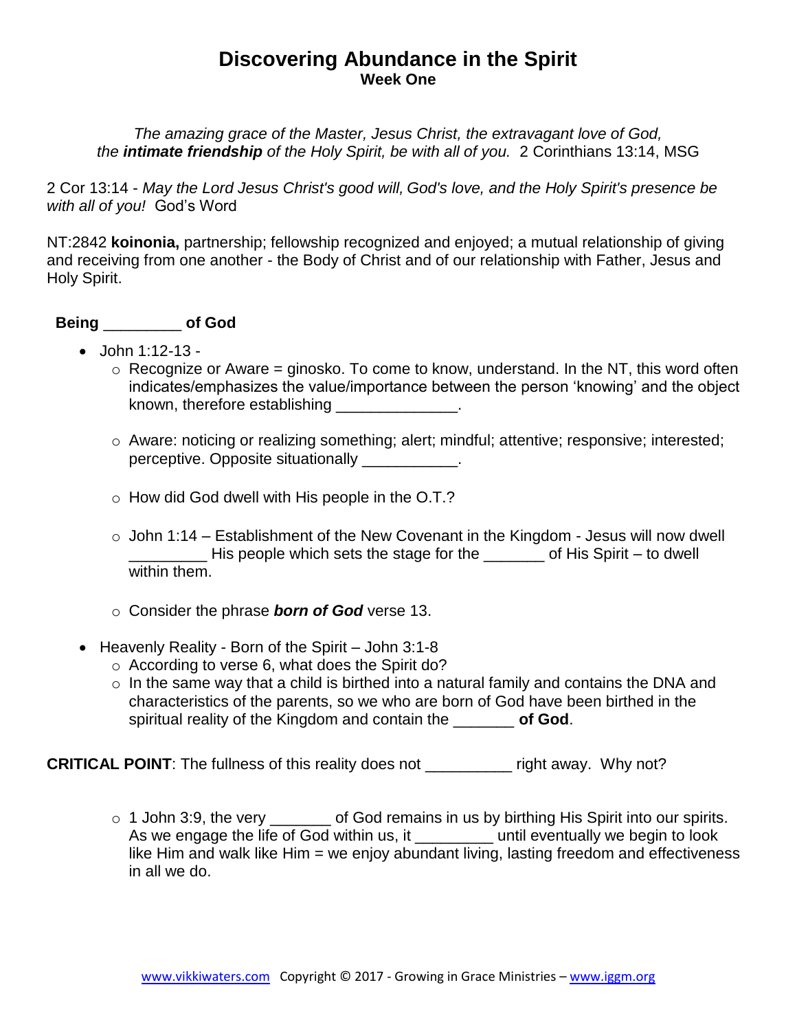# Discovering Abundance in the Spirit

**Week One**

*The amazing grace of the Master, Jesus Christ, the extravagant love of God, the **intimate friendship** of the Holy Spirit, be with all of you.* 2 Corinthians 13:14, MSG

2 Cor 13:14 - *May the Lord Jesus Christ's good will, God's love, and the Holy Spirit's presence be with all of you!* God's Word

NT:2842 **koinonia,** partnership; fellowship recognized and enjoyed; a mutual relationship of giving and receiving from one another - the Body of Christ and of our relationship with Father, Jesus and Holy Spirit.

**Being _________ of God**

- John 1:12-13 -
  - Recognize or Aware = ginosko. To come to know, understand. In the NT, this word often indicates/emphasizes the value/importance between the person 'knowing' and the object known, therefore establishing ______________.
  - Aware: noticing or realizing something; alert; mindful; attentive; responsive; interested; perceptive. Opposite situationally ___________.
  - How did God dwell with His people in the O.T.?
  - John 1:14 – Establishment of the New Covenant in the Kingdom - Jesus will now dwell _________ His people which sets the stage for the _______ of His Spirit – to dwell within them.
  - Consider the phrase ***born of God*** verse 13.
- Heavenly Reality - Born of the Spirit – John 3:1-8
  - According to verse 6, what does the Spirit do?
  - In the same way that a child is birthed into a natural family and contains the DNA and characteristics of the parents, so we who are born of God have been birthed in the spiritual reality of the Kingdom and contain the _______ **of God**.

**CRITICAL POINT**: The fullness of this reality does not __________ right away. Why not?

- 1 John 3:9, the very _______ of God remains in us by birthing His Spirit into our spirits. As we engage the life of God within us, it _________ until eventually we begin to look like Him and walk like Him = we enjoy abundant living, lasting freedom and effectiveness in all we do.

www.vikkiwaters.com Copyright © 2017 - Growing in Grace Ministries – www.iggm.org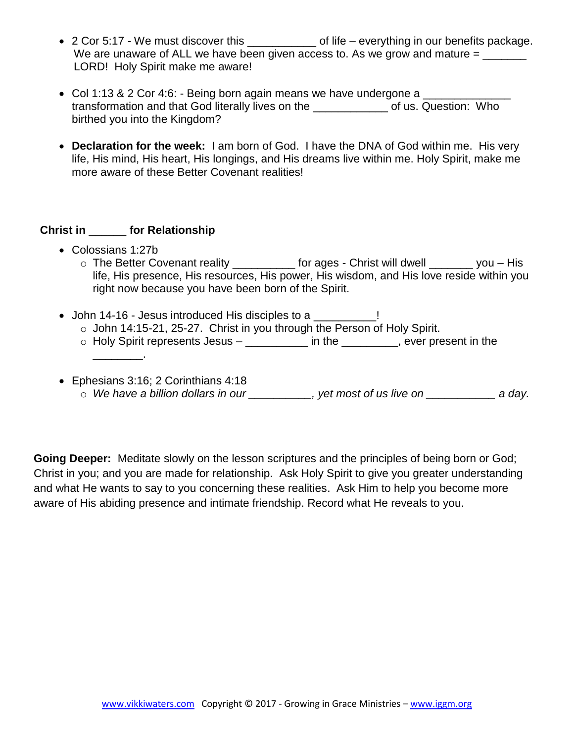- 2 Cor 5:17 - We must discover this ___________ of life – everything in our benefits package. We are unaware of ALL we have been given access to. As we grow and mature = _______ LORD! Holy Spirit make me aware!

- Col 1:13 & 2 Cor 4:6: - Being born again means we have undergone a ______________ transformation and that God literally lives on the ____________ of us. Question: Who birthed you into the Kingdom?

- **Declaration for the week:** I am born of God. I have the DNA of God within me. His very life, His mind, His heart, His longings, and His dreams live within me. Holy Spirit, make me more aware of these Better Covenant realities!

**Christ in ______ for Relationship**

- Colossians 1:27b
  - The Better Covenant reality __________ for ages - Christ will dwell _______ you – His life, His presence, His resources, His power, His wisdom, and His love reside within you right now because you have been born of the Spirit.

- John 14-16 - Jesus introduced His disciples to a __________!
  - John 14:15-21, 25-27. Christ in you through the Person of Holy Spirit.
  - Holy Spirit represents Jesus – __________ in the _________, ever present in the ________.

- Ephesians 3:16; 2 Corinthians 4:18
  - *We have a billion dollars in our __________, yet most of us live on ___________ a day.*

**Going Deeper:** Meditate slowly on the lesson scriptures and the principles of being born or God; Christ in you; and you are made for relationship. Ask Holy Spirit to give you greater understanding and what He wants to say to you concerning these realities. Ask Him to help you become more aware of His abiding presence and intimate friendship. Record what He reveals to you.

www.vikkiwaters.com Copyright © 2017 - Growing in Grace Ministries – www.iggm.org